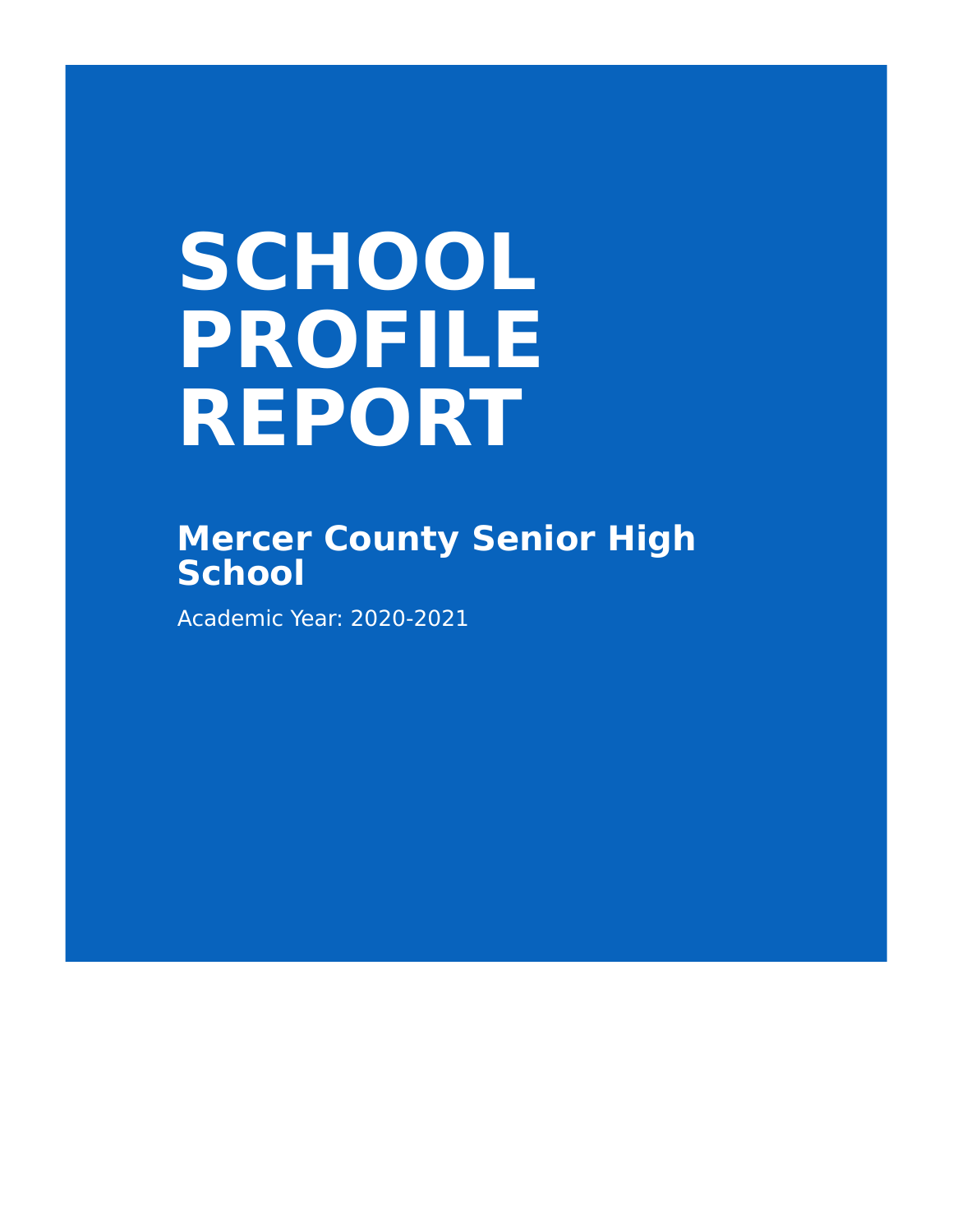# SCHOOL PROFILE REPORT

## Mercer County Senior High School

Academic Year: 2020-2021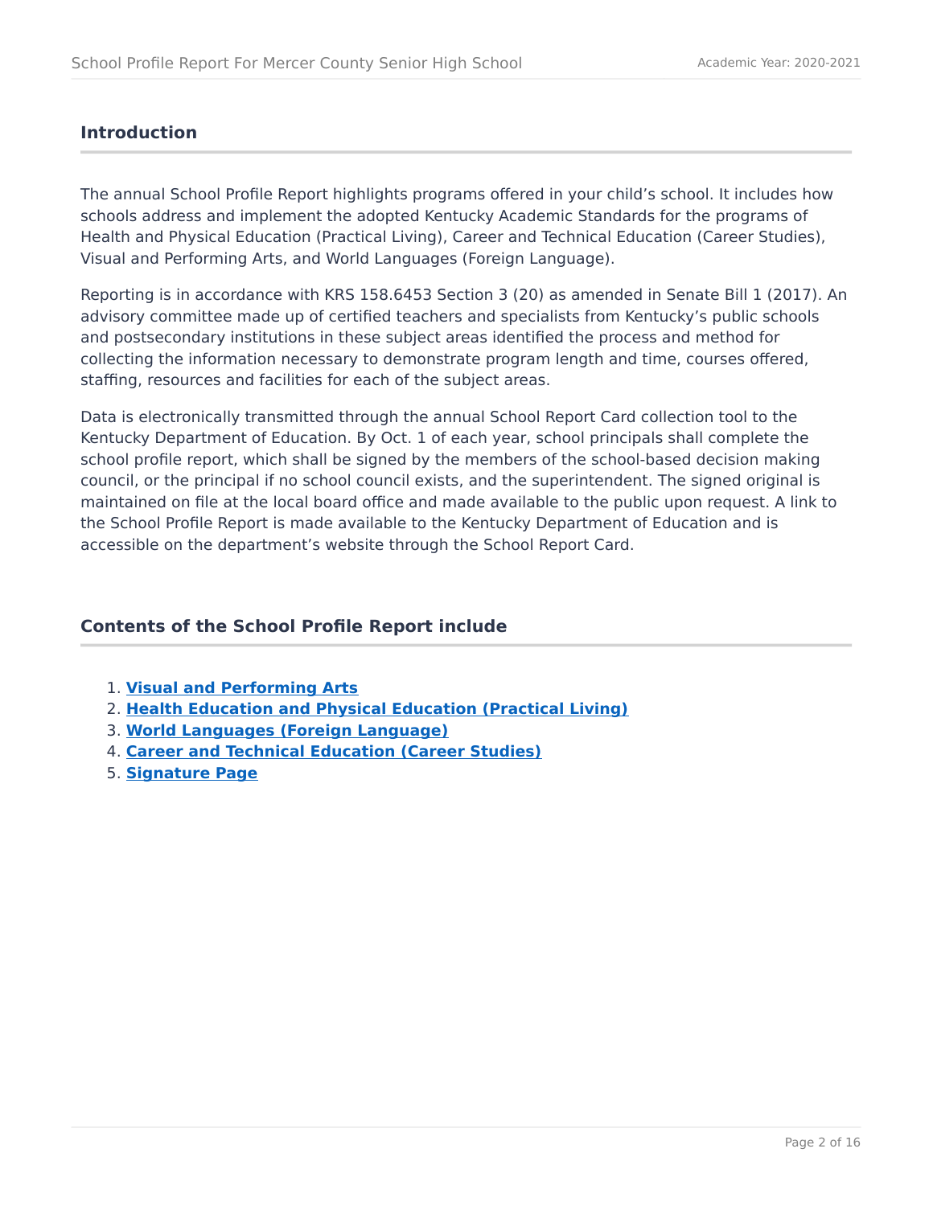## Introduction

The annual School Profile Report highlights programs offered in your child's school. It includes how schools address and implement the adopted Kentucky Academic Standards for the programs of Health and Physical Education (Practical Living), Career and Technical Education (Career Studies), Visual and Performing Arts, and World Languages (Foreign Language).

Reporting is in accordance with KRS 158.6453 Section 3 (20) as amended in Senate Bill 1 (2017). An advisory committee made up of certified teachers and specialists from Kentucky's public schools and postsecondary institutions in these subject areas identified the process and method for collecting the information necessary to demonstrate program length and time, courses offered, staffing, resources and facilities for each of the subject areas.

Data is electronically transmitted through the annual School Report Card collection tool to the Kentucky Department of Education. By Oct. 1 of each year, school principals shall complete the school profile report, which shall be signed by the members of the school-based decision making council, or the principal if no school council exists, and the superintendent. The signed original is maintained on file at the local board office and made available to the public upon request. A link to the School Profile Report is made available to the Kentucky Department of Education and is accessible on the department's website through the School Report Card.

## Contents of the School Profile Report include

1. **Visual and Performing Arts**
2. **Health Education and Physical Education (Practical Living)**
3. **World Languages (Foreign Language)**
4. **Career and Technical Education (Career Studies)**
5. **Signature Page**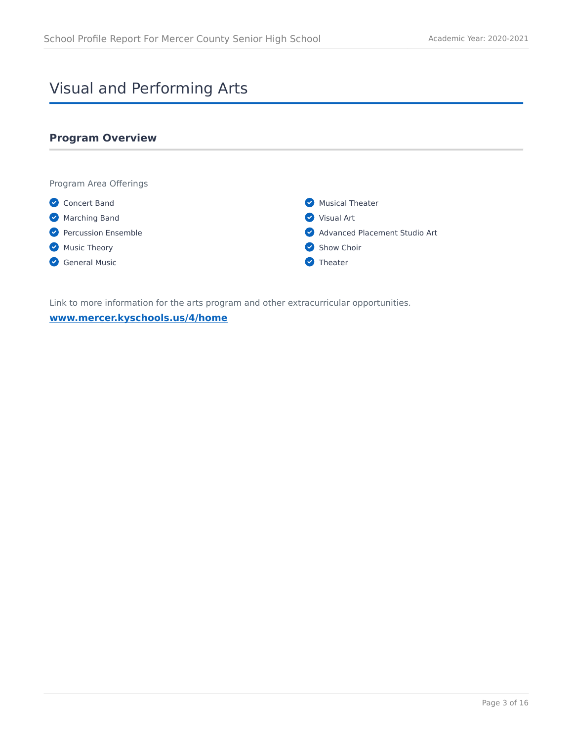# Visual and Performing Arts

## Program Overview

Program Area Offerings

- Concert Band
- Marching Band
- Percussion Ensemble
- Music Theory
- General Music
- Musical Theater
- Visual Art
- Advanced Placement Studio Art
- Show Choir
- Theater

Link to more information for the arts program and other extracurricular opportunities.

**[www.mercer.kyschools.us/4/home](www.mercer.kyschools.us/4/home)**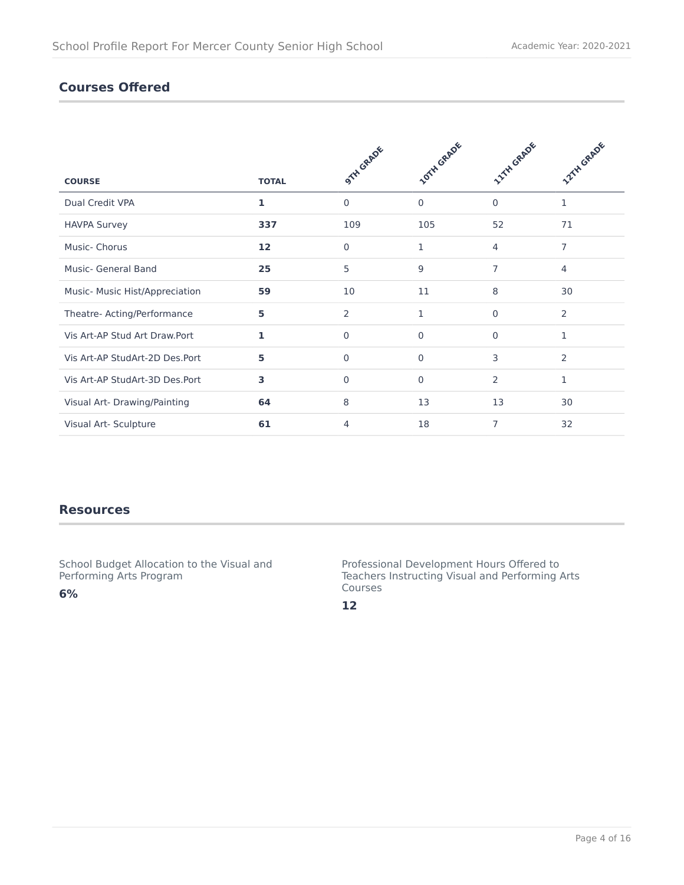## Courses Offered

| COURSE | TOTAL | 9TH GRADE | 10TH GRADE | 11TH GRADE | 12TH GRADE |
|---|---|---|---|---|---|
| Dual Credit VPA | **1** | 0 | 0 | 0 | 1 |
| HAVPA Survey | **337** | 109 | 105 | 52 | 71 |
| Music- Chorus | **12** | 0 | 1 | 4 | 7 |
| Music- General Band | **25** | 5 | 9 | 7 | 4 |
| Music- Music Hist/Appreciation | **59** | 10 | 11 | 8 | 30 |
| Theatre- Acting/Performance | **5** | 2 | 1 | 0 | 2 |
| Vis Art-AP Stud Art Draw.Port | **1** | 0 | 0 | 0 | 1 |
| Vis Art-AP StudArt-2D Des.Port | **5** | 0 | 0 | 3 | 2 |
| Vis Art-AP StudArt-3D Des.Port | **3** | 0 | 0 | 2 | 1 |
| Visual Art- Drawing/Painting | **64** | 8 | 13 | 13 | 30 |
| Visual Art- Sculpture | **61** | 4 | 18 | 7 | 32 |

## Resources

School Budget Allocation to the Visual and Performing Arts Program

**6%**

Professional Development Hours Offered to Teachers Instructing Visual and Performing Arts Courses

**12**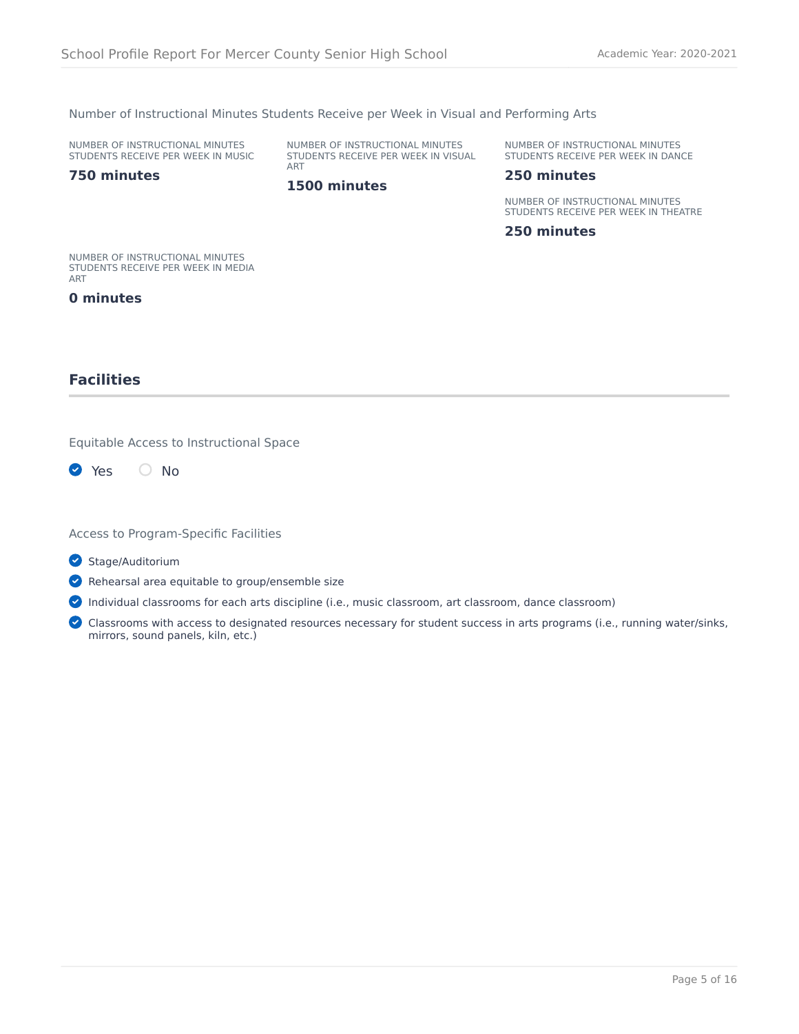Number of Instructional Minutes Students Receive per Week in Visual and Performing Arts

NUMBER OF INSTRUCTIONAL MINUTES STUDENTS RECEIVE PER WEEK IN MUSIC

**750 minutes**

NUMBER OF INSTRUCTIONAL MINUTES STUDENTS RECEIVE PER WEEK IN VISUAL ART

**1500 minutes**

NUMBER OF INSTRUCTIONAL MINUTES STUDENTS RECEIVE PER WEEK IN DANCE

**250 minutes**

NUMBER OF INSTRUCTIONAL MINUTES STUDENTS RECEIVE PER WEEK IN THEATRE

**250 minutes**

NUMBER OF INSTRUCTIONAL MINUTES STUDENTS RECEIVE PER WEEK IN MEDIA ART

**0 minutes**

## Facilities

Equitable Access to Instructional Space

- [x] Yes
- [ ] No

Access to Program-Specific Facilities

- [x] Stage/Auditorium
- [x] Rehearsal area equitable to group/ensemble size
- [x] Individual classrooms for each arts discipline (i.e., music classroom, art classroom, dance classroom)
- [x] Classrooms with access to designated resources necessary for student success in arts programs (i.e., running water/sinks, mirrors, sound panels, kiln, etc.)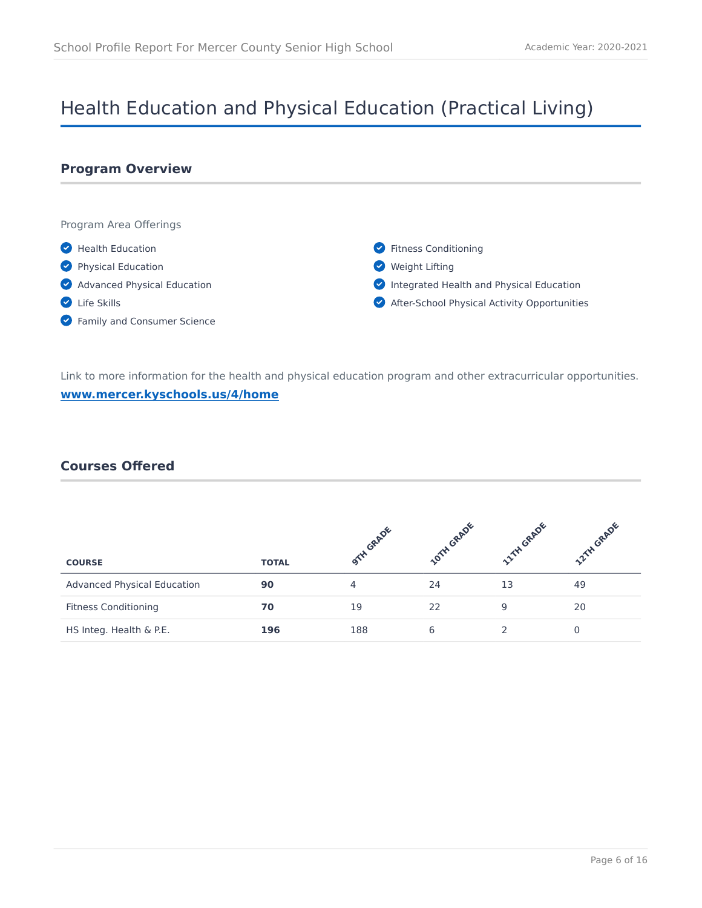# Health Education and Physical Education (Practical Living)

## Program Overview

Program Area Offerings

- Health Education
- Physical Education
- Advanced Physical Education
- Life Skills
- Family and Consumer Science
- Fitness Conditioning
- Weight Lifting
- Integrated Health and Physical Education
- After-School Physical Activity Opportunities

Link to more information for the health and physical education program and other extracurricular opportunities.

**[www.mercer.kyschools.us/4/home](www.mercer.kyschools.us/4/home)**

## Courses Offered

| COURSE | TOTAL | 9TH GRADE | 10TH GRADE | 11TH GRADE | 12TH GRADE |
|---|---|---|---|---|---|
| Advanced Physical Education | **90** | 4 | 24 | 13 | 49 |
| Fitness Conditioning | **70** | 19 | 22 | 9 | 20 |
| HS Integ. Health & P.E. | **196** | 188 | 6 | 2 | 0 |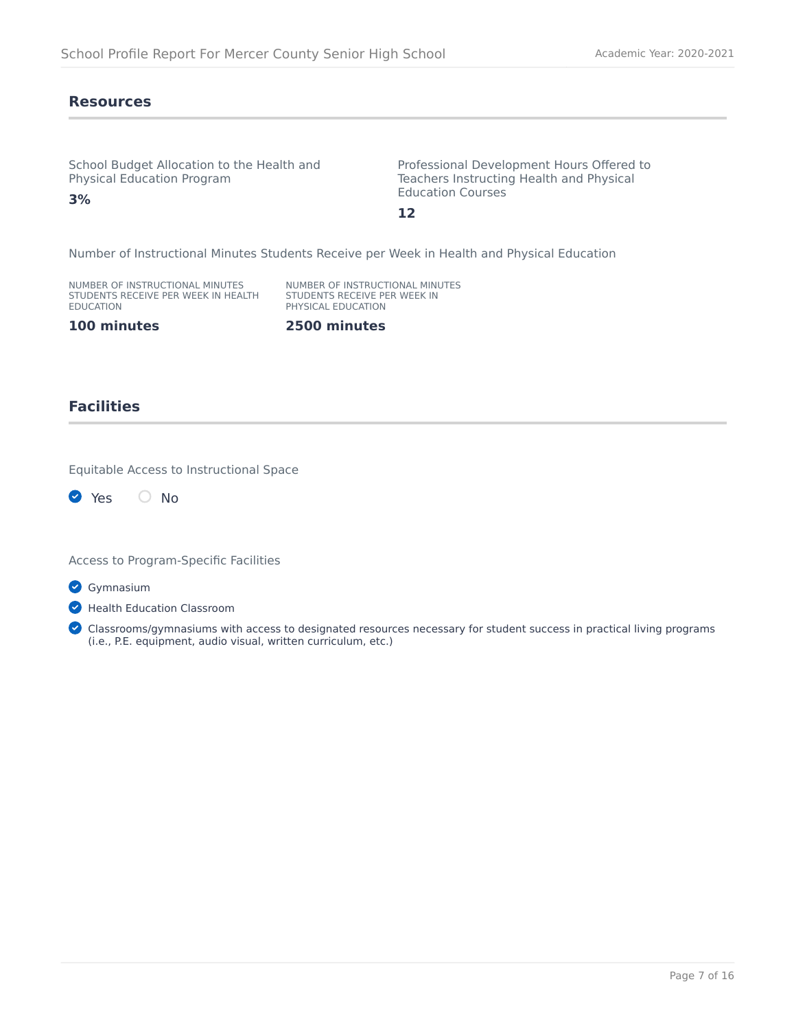## Resources

School Budget Allocation to the Health and Physical Education Program

**3%**

Professional Development Hours Offered to Teachers Instructing Health and Physical Education Courses

**12**

Number of Instructional Minutes Students Receive per Week in Health and Physical Education

| NUMBER OF INSTRUCTIONAL MINUTES STUDENTS RECEIVE PER WEEK IN HEALTH EDUCATION | NUMBER OF INSTRUCTIONAL MINUTES STUDENTS RECEIVE PER WEEK IN PHYSICAL EDUCATION |
|---|---|
| **100 minutes** | **2500 minutes** |

## Facilities

Equitable Access to Instructional Space

- [x] Yes
- [ ] No

Access to Program-Specific Facilities

- [x] Gymnasium
- [x] Health Education Classroom
- [x] Classrooms/gymnasiums with access to designated resources necessary for student success in practical living programs (i.e., P.E. equipment, audio visual, written curriculum, etc.)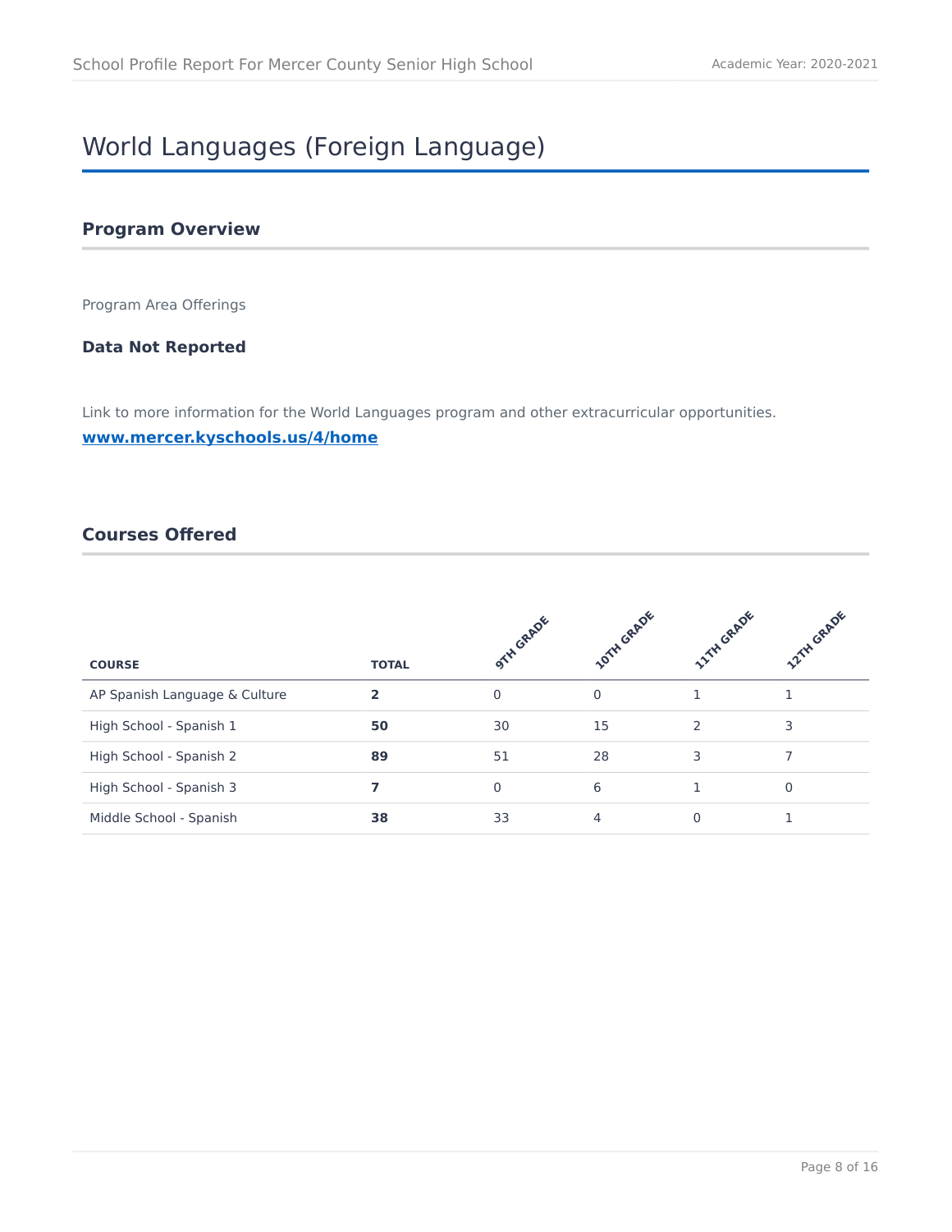# World Languages (Foreign Language)

## Program Overview

Program Area Offerings

**Data Not Reported**

Link to more information for the World Languages program and other extracurricular opportunities.

**www.mercer.kyschools.us/4/home**

## Courses Offered

| COURSE | TOTAL | 9TH GRADE | 10TH GRADE | 11TH GRADE | 12TH GRADE |
|---|---|---|---|---|---|
| AP Spanish Language & Culture | **2** | 0 | 0 | 1 | 1 |
| High School - Spanish 1 | **50** | 30 | 15 | 2 | 3 |
| High School - Spanish 2 | **89** | 51 | 28 | 3 | 7 |
| High School - Spanish 3 | **7** | 0 | 6 | 1 | 0 |
| Middle School - Spanish | **38** | 33 | 4 | 0 | 1 |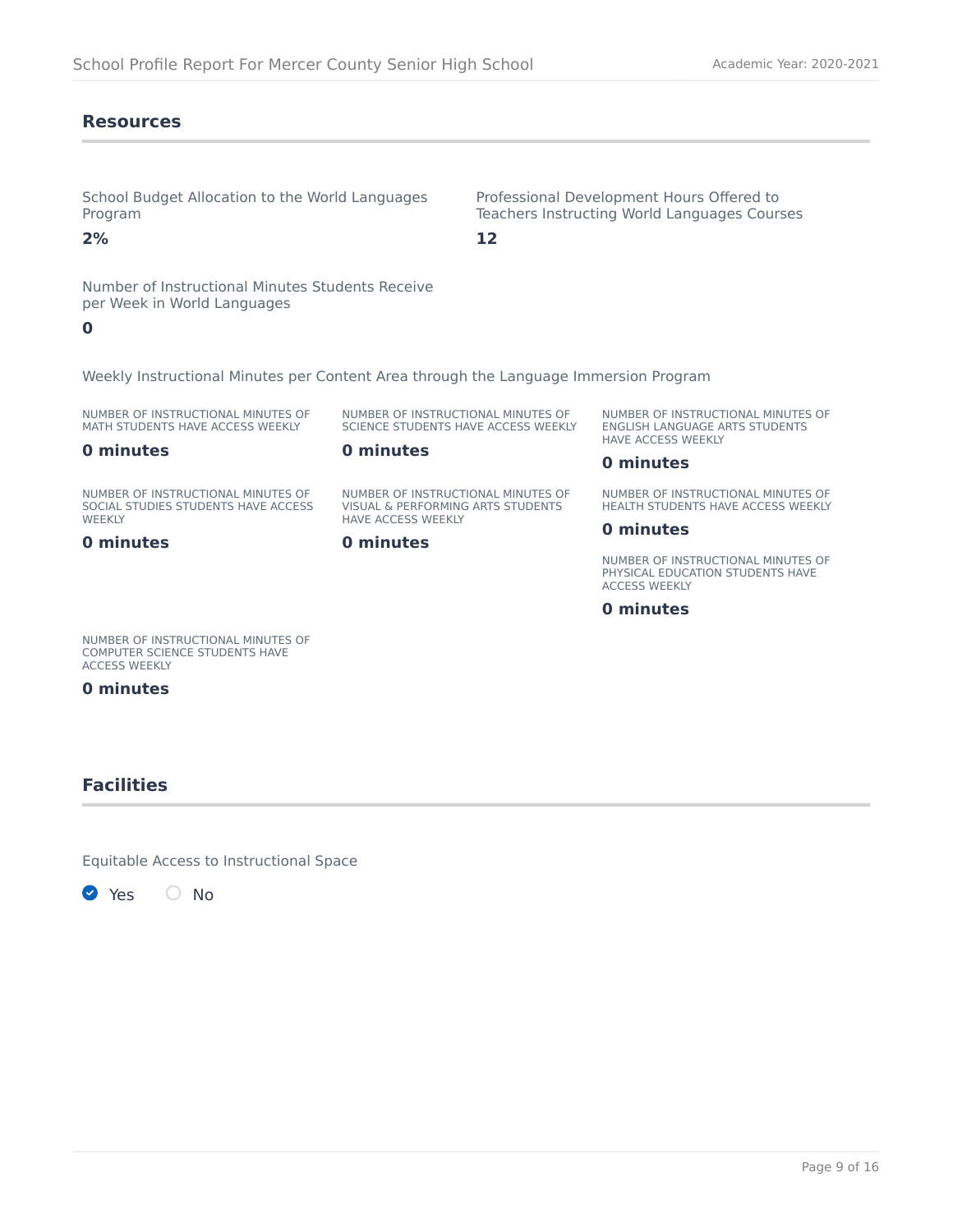## Resources

School Budget Allocation to the World Languages Program

**2%**

Professional Development Hours Offered to Teachers Instructing World Languages Courses

**12**

Number of Instructional Minutes Students Receive per Week in World Languages

**0**

Weekly Instructional Minutes per Content Area through the Language Immersion Program

NUMBER OF INSTRUCTIONAL MINUTES OF MATH STUDENTS HAVE ACCESS WEEKLY

**0 minutes**

NUMBER OF INSTRUCTIONAL MINUTES OF SCIENCE STUDENTS HAVE ACCESS WEEKLY

**0 minutes**

NUMBER OF INSTRUCTIONAL MINUTES OF ENGLISH LANGUAGE ARTS STUDENTS HAVE ACCESS WEEKLY

**0 minutes**

NUMBER OF INSTRUCTIONAL MINUTES OF SOCIAL STUDIES STUDENTS HAVE ACCESS WEEKLY

**0 minutes**

NUMBER OF INSTRUCTIONAL MINUTES OF VISUAL & PERFORMING ARTS STUDENTS HAVE ACCESS WEEKLY

**0 minutes**

NUMBER OF INSTRUCTIONAL MINUTES OF HEALTH STUDENTS HAVE ACCESS WEEKLY

**0 minutes**

NUMBER OF INSTRUCTIONAL MINUTES OF PHYSICAL EDUCATION STUDENTS HAVE ACCESS WEEKLY

**0 minutes**

NUMBER OF INSTRUCTIONAL MINUTES OF COMPUTER SCIENCE STUDENTS HAVE ACCESS WEEKLY

**0 minutes**

## Facilities

Equitable Access to Instructional Space

- [x] Yes
- [ ] No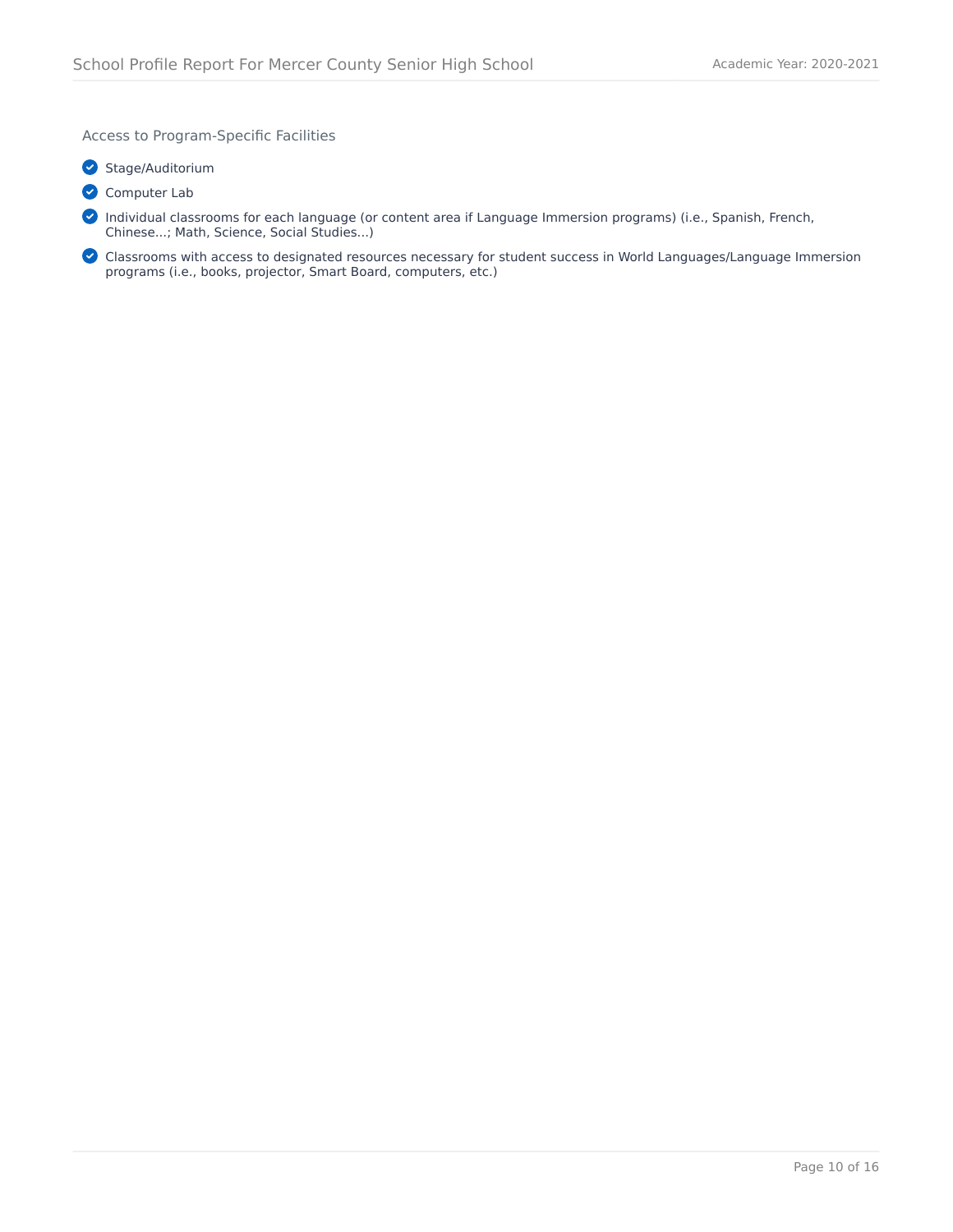### Access to Program-Specific Facilities

- ✔ Stage/Auditorium
- ✔ Computer Lab
- ✔ Individual classrooms for each language (or content area if Language Immersion programs) (i.e., Spanish, French, Chinese...; Math, Science, Social Studies...)
- ✔ Classrooms with access to designated resources necessary for student success in World Languages/Language Immersion programs (i.e., books, projector, Smart Board, computers, etc.)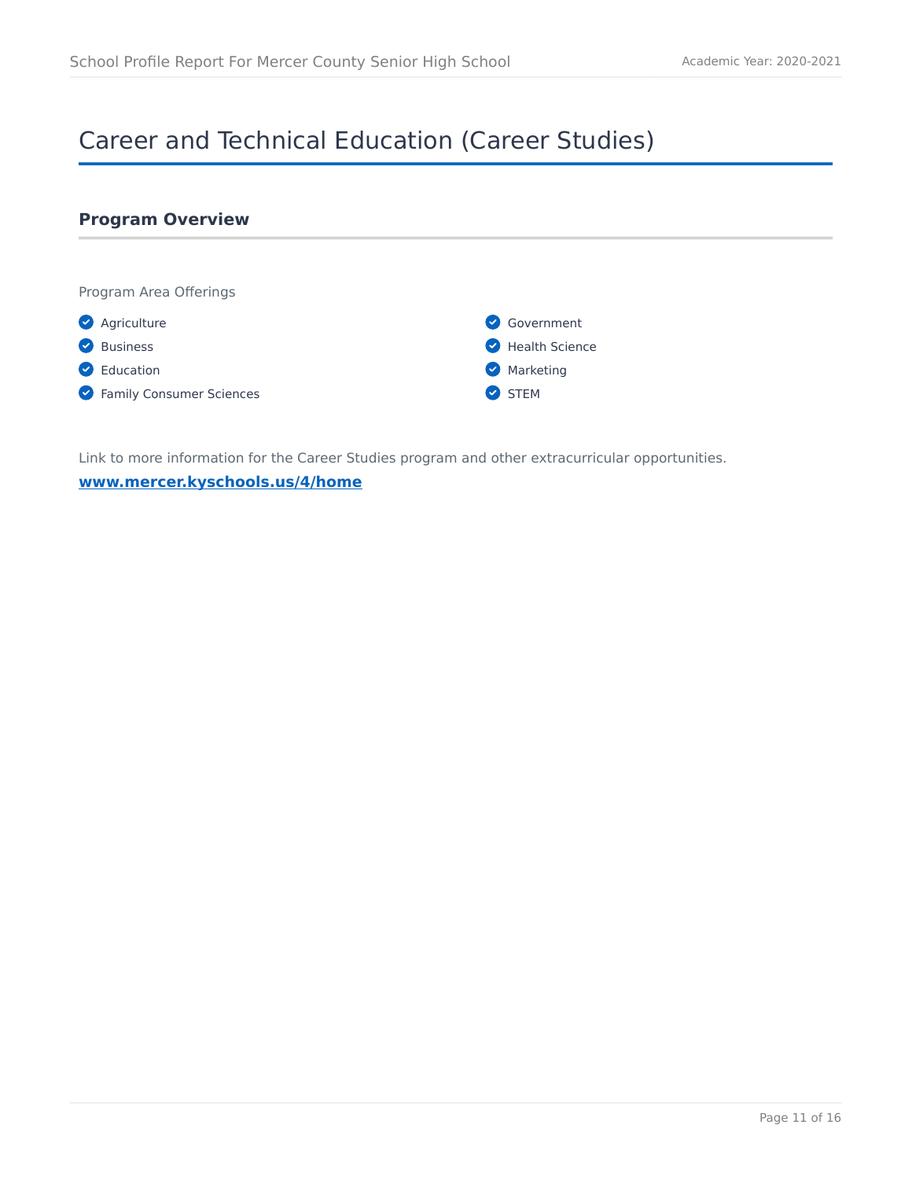# Career and Technical Education (Career Studies)

## Program Overview

Program Area Offerings

- Agriculture
- Business
- Education
- Family Consumer Sciences
- Government
- Health Science
- Marketing
- STEM

Link to more information for the Career Studies program and other extracurricular opportunities.

**www.mercer.kyschools.us/4/home**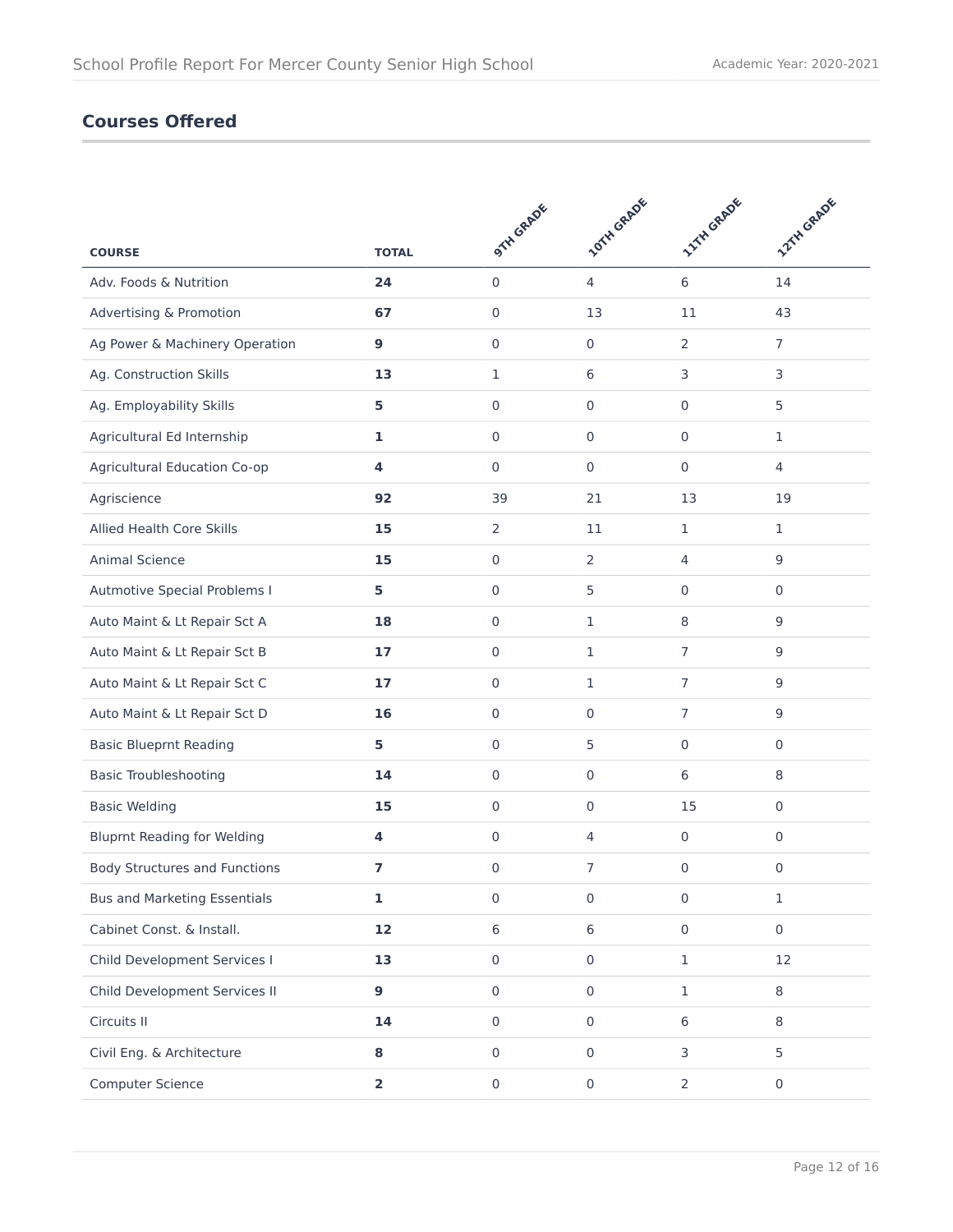## Courses Offered

| COURSE | TOTAL | 9TH GRADE | 10TH GRADE | 11TH GRADE | 12TH GRADE |
|---|---|---|---|---|---|
| Adv. Foods & Nutrition | **24** | 0 | 4 | 6 | 14 |
| Advertising & Promotion | **67** | 0 | 13 | 11 | 43 |
| Ag Power & Machinery Operation | **9** | 0 | 0 | 2 | 7 |
| Ag. Construction Skills | **13** | 1 | 6 | 3 | 3 |
| Ag. Employability Skills | **5** | 0 | 0 | 0 | 5 |
| Agricultural Ed Internship | **1** | 0 | 0 | 0 | 1 |
| Agricultural Education Co-op | **4** | 0 | 0 | 0 | 4 |
| Agriscience | **92** | 39 | 21 | 13 | 19 |
| Allied Health Core Skills | **15** | 2 | 11 | 1 | 1 |
| Animal Science | **15** | 0 | 2 | 4 | 9 |
| Autmotive Special Problems I | **5** | 0 | 5 | 0 | 0 |
| Auto Maint & Lt Repair Sct A | **18** | 0 | 1 | 8 | 9 |
| Auto Maint & Lt Repair Sct B | **17** | 0 | 1 | 7 | 9 |
| Auto Maint & Lt Repair Sct C | **17** | 0 | 1 | 7 | 9 |
| Auto Maint & Lt Repair Sct D | **16** | 0 | 0 | 7 | 9 |
| Basic Blueprnt Reading | **5** | 0 | 5 | 0 | 0 |
| Basic Troubleshooting | **14** | 0 | 0 | 6 | 8 |
| Basic Welding | **15** | 0 | 0 | 15 | 0 |
| Bluprnt Reading for Welding | **4** | 0 | 4 | 0 | 0 |
| Body Structures and Functions | **7** | 0 | 7 | 0 | 0 |
| Bus and Marketing Essentials | **1** | 0 | 0 | 0 | 1 |
| Cabinet Const. & Install. | **12** | 6 | 6 | 0 | 0 |
| Child Development Services I | **13** | 0 | 0 | 1 | 12 |
| Child Development Services II | **9** | 0 | 0 | 1 | 8 |
| Circuits II | **14** | 0 | 0 | 6 | 8 |
| Civil Eng. & Architecture | **8** | 0 | 0 | 3 | 5 |
| Computer Science | **2** | 0 | 0 | 2 | 0 |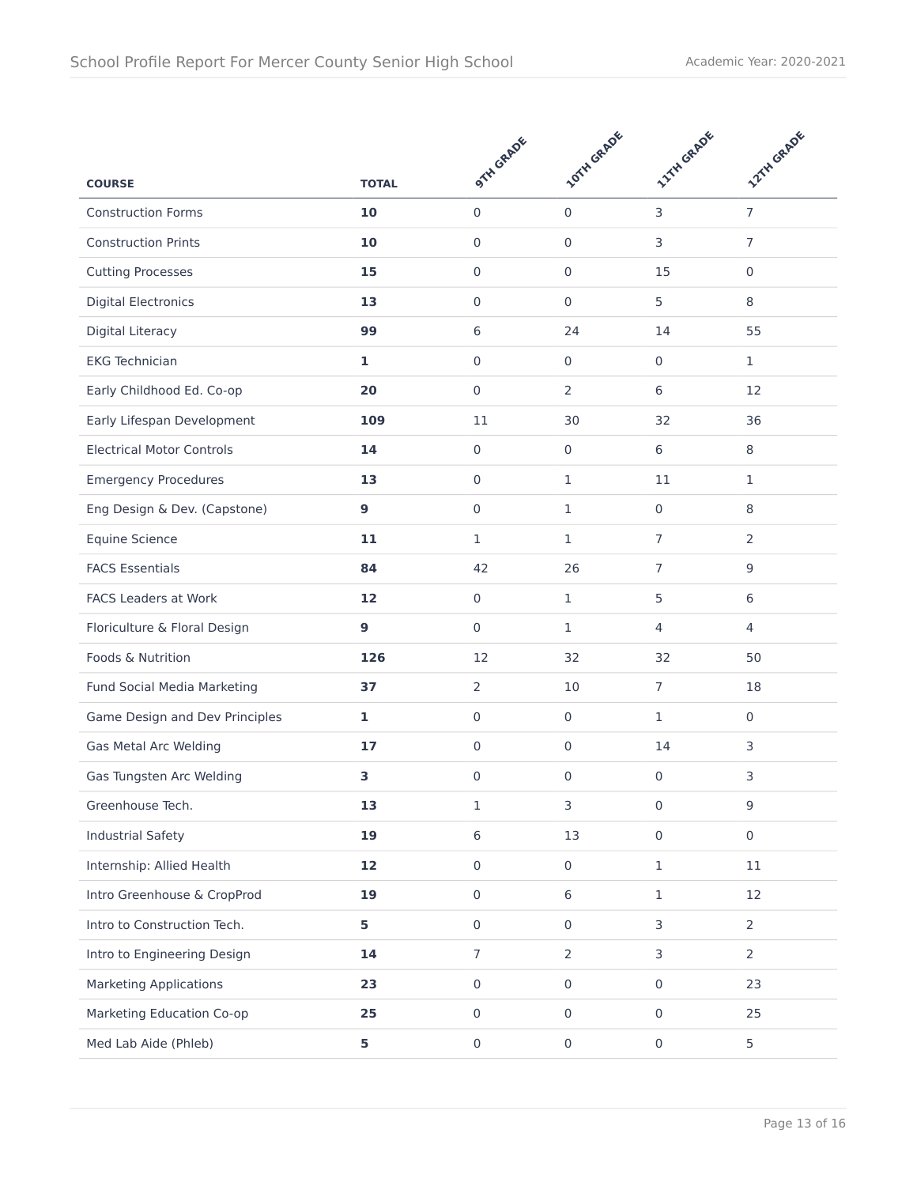| COURSE | TOTAL | 9TH GRADE | 10TH GRADE | 11TH GRADE | 12TH GRADE |
|---|---|---|---|---|---|
| Construction Forms | **10** | 0 | 0 | 3 | 7 |
| Construction Prints | **10** | 0 | 0 | 3 | 7 |
| Cutting Processes | **15** | 0 | 0 | 15 | 0 |
| Digital Electronics | **13** | 0 | 0 | 5 | 8 |
| Digital Literacy | **99** | 6 | 24 | 14 | 55 |
| EKG Technician | **1** | 0 | 0 | 0 | 1 |
| Early Childhood Ed. Co-op | **20** | 0 | 2 | 6 | 12 |
| Early Lifespan Development | **109** | 11 | 30 | 32 | 36 |
| Electrical Motor Controls | **14** | 0 | 0 | 6 | 8 |
| Emergency Procedures | **13** | 0 | 1 | 11 | 1 |
| Eng Design & Dev. (Capstone) | **9** | 0 | 1 | 0 | 8 |
| Equine Science | **11** | 1 | 1 | 7 | 2 |
| FACS Essentials | **84** | 42 | 26 | 7 | 9 |
| FACS Leaders at Work | **12** | 0 | 1 | 5 | 6 |
| Floriculture & Floral Design | **9** | 0 | 1 | 4 | 4 |
| Foods & Nutrition | **126** | 12 | 32 | 32 | 50 |
| Fund Social Media Marketing | **37** | 2 | 10 | 7 | 18 |
| Game Design and Dev Principles | **1** | 0 | 0 | 1 | 0 |
| Gas Metal Arc Welding | **17** | 0 | 0 | 14 | 3 |
| Gas Tungsten Arc Welding | **3** | 0 | 0 | 0 | 3 |
| Greenhouse Tech. | **13** | 1 | 3 | 0 | 9 |
| Industrial Safety | **19** | 6 | 13 | 0 | 0 |
| Internship: Allied Health | **12** | 0 | 0 | 1 | 11 |
| Intro Greenhouse & CropProd | **19** | 0 | 6 | 1 | 12 |
| Intro to Construction Tech. | **5** | 0 | 0 | 3 | 2 |
| Intro to Engineering Design | **14** | 7 | 2 | 3 | 2 |
| Marketing Applications | **23** | 0 | 0 | 0 | 23 |
| Marketing Education Co-op | **25** | 0 | 0 | 0 | 25 |
| Med Lab Aide (Phleb) | **5** | 0 | 0 | 0 | 5 |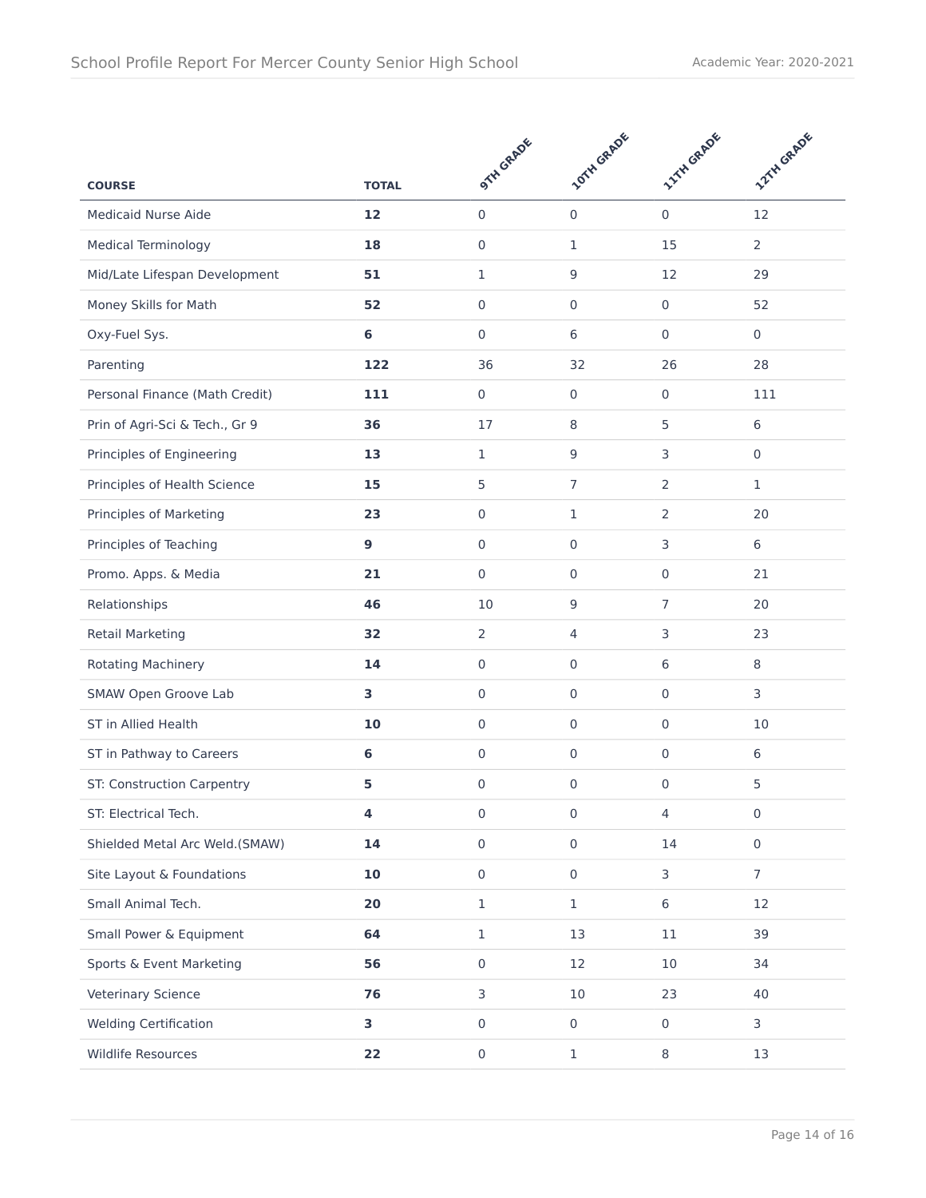| COURSE | TOTAL | 9TH GRADE | 10TH GRADE | 11TH GRADE | 12TH GRADE |
|---|---|---|---|---|---|
| Medicaid Nurse Aide | **12** | 0 | 0 | 0 | 12 |
| Medical Terminology | **18** | 0 | 1 | 15 | 2 |
| Mid/Late Lifespan Development | **51** | 1 | 9 | 12 | 29 |
| Money Skills for Math | **52** | 0 | 0 | 0 | 52 |
| Oxy-Fuel Sys. | **6** | 0 | 6 | 0 | 0 |
| Parenting | **122** | 36 | 32 | 26 | 28 |
| Personal Finance (Math Credit) | **111** | 0 | 0 | 0 | 111 |
| Prin of Agri-Sci & Tech., Gr 9 | **36** | 17 | 8 | 5 | 6 |
| Principles of Engineering | **13** | 1 | 9 | 3 | 0 |
| Principles of Health Science | **15** | 5 | 7 | 2 | 1 |
| Principles of Marketing | **23** | 0 | 1 | 2 | 20 |
| Principles of Teaching | **9** | 0 | 0 | 3 | 6 |
| Promo. Apps. & Media | **21** | 0 | 0 | 0 | 21 |
| Relationships | **46** | 10 | 9 | 7 | 20 |
| Retail Marketing | **32** | 2 | 4 | 3 | 23 |
| Rotating Machinery | **14** | 0 | 0 | 6 | 8 |
| SMAW Open Groove Lab | **3** | 0 | 0 | 0 | 3 |
| ST in Allied Health | **10** | 0 | 0 | 0 | 10 |
| ST in Pathway to Careers | **6** | 0 | 0 | 0 | 6 |
| ST: Construction Carpentry | **5** | 0 | 0 | 0 | 5 |
| ST: Electrical Tech. | **4** | 0 | 0 | 4 | 0 |
| Shielded Metal Arc Weld.(SMAW) | **14** | 0 | 0 | 14 | 0 |
| Site Layout & Foundations | **10** | 0 | 0 | 3 | 7 |
| Small Animal Tech. | **20** | 1 | 1 | 6 | 12 |
| Small Power & Equipment | **64** | 1 | 13 | 11 | 39 |
| Sports & Event Marketing | **56** | 0 | 12 | 10 | 34 |
| Veterinary Science | **76** | 3 | 10 | 23 | 40 |
| Welding Certification | **3** | 0 | 0 | 0 | 3 |
| Wildlife Resources | **22** | 0 | 1 | 8 | 13 |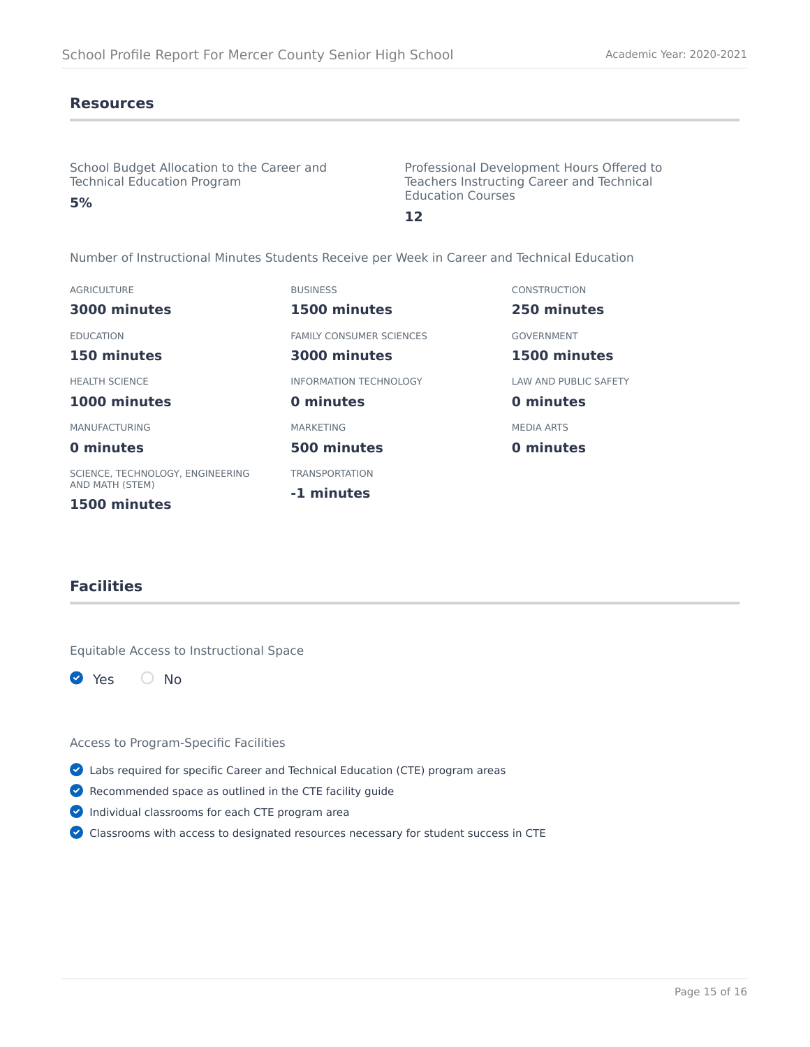## Resources

School Budget Allocation to the Career and Technical Education Program

**5%**

Professional Development Hours Offered to Teachers Instructing Career and Technical Education Courses

**12**

Number of Instructional Minutes Students Receive per Week in Career and Technical Education

AGRICULTURE
**3000 minutes**

BUSINESS
**1500 minutes**

CONSTRUCTION
**250 minutes**

EDUCATION
**150 minutes**

FAMILY CONSUMER SCIENCES
**3000 minutes**

GOVERNMENT
**1500 minutes**

HEALTH SCIENCE
**1000 minutes**

INFORMATION TECHNOLOGY
**0 minutes**

LAW AND PUBLIC SAFETY
**0 minutes**

MANUFACTURING
**0 minutes**

MARKETING
**500 minutes**

MEDIA ARTS
**0 minutes**

SCIENCE, TECHNOLOGY, ENGINEERING AND MATH (STEM)
**1500 minutes**

TRANSPORTATION
**-1 minutes**

## Facilities

Equitable Access to Instructional Space

- [x] Yes
- [ ] No

Access to Program-Specific Facilities

- [x] Labs required for specific Career and Technical Education (CTE) program areas
- [x] Recommended space as outlined in the CTE facility guide
- [x] Individual classrooms for each CTE program area
- [x] Classrooms with access to designated resources necessary for student success in CTE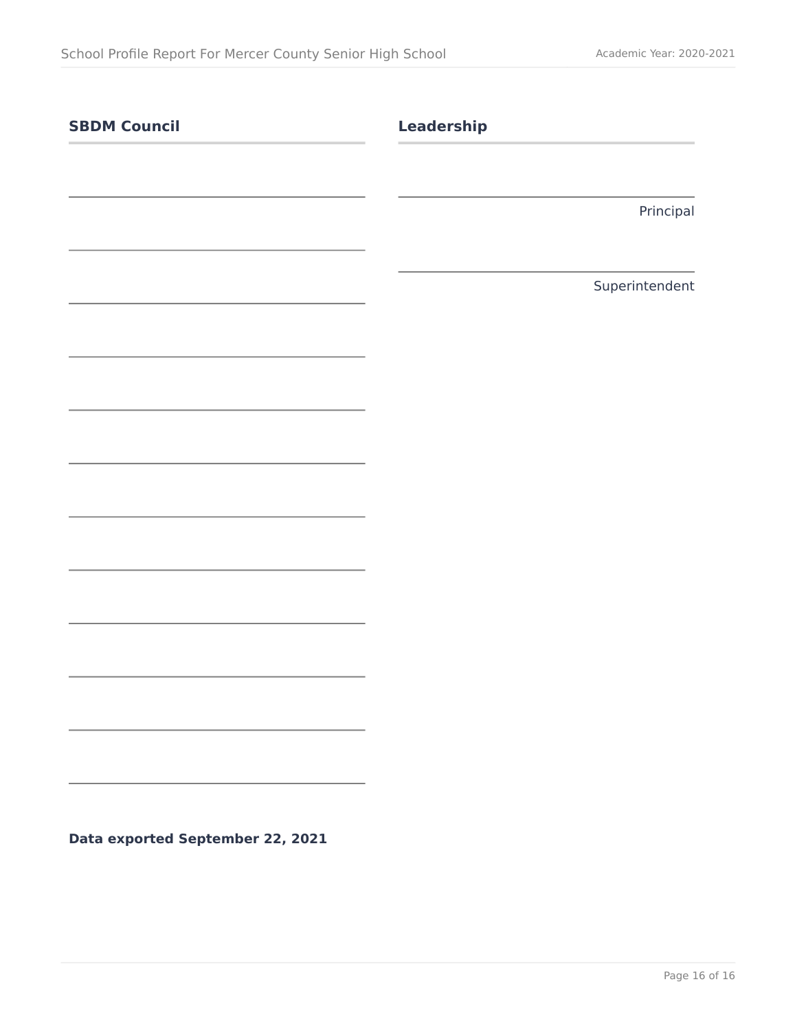## SBDM Council

________________________________________

________________________________________

________________________________________

________________________________________

________________________________________

________________________________________

________________________________________

________________________________________

________________________________________

________________________________________

________________________________________

________________________________________

## Leadership

________________________________________

Principal

________________________________________

Superintendent

**Data exported September 22, 2021**